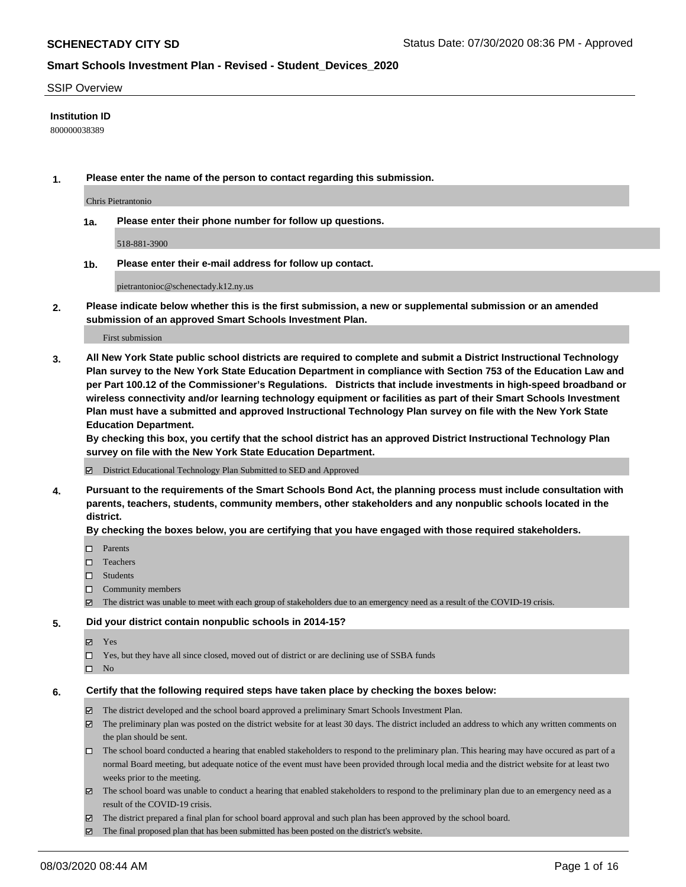**SCHENECTADY CITY SD** Status Date: 07/30/2020 08:36 PM - Approved

**Smart Schools Investment Plan - Revised - Student_Devices_2020**

SSIP Overview

**Institution ID**

800000038389

**1. Please enter the name of the person to contact regarding this submission.**

Chris Pietrantonio

**1a. Please enter their phone number for follow up questions.**

518-881-3900

**1b. Please enter their e-mail address for follow up contact.**

pietrantonioc@schenectady.k12.ny.us

**2. Please indicate below whether this is the first submission, a new or supplemental submission or an amended submission of an approved Smart Schools Investment Plan.**

First submission

**3. All New York State public school districts are required to complete and submit a District Instructional Technology Plan survey to the New York State Education Department in compliance with Section 753 of the Education Law and per Part 100.12 of the Commissioner's Regulations. Districts that include investments in high-speed broadband or wireless connectivity and/or learning technology equipment or facilities as part of their Smart Schools Investment Plan must have a submitted and approved Instructional Technology Plan survey on file with the New York State Education Department.**
**By checking this box, you certify that the school district has an approved District Instructional Technology Plan survey on file with the New York State Education Department.**

- [x] District Educational Technology Plan Submitted to SED and Approved

**4. Pursuant to the requirements of the Smart Schools Bond Act, the planning process must include consultation with parents, teachers, students, community members, other stakeholders and any nonpublic schools located in the district.**
**By checking the boxes below, you are certifying that you have engaged with those required stakeholders.**

- [ ] Parents
- [ ] Teachers
- [ ] Students
- [ ] Community members
- [x] The district was unable to meet with each group of stakeholders due to an emergency need as a result of the COVID-19 crisis.

**5. Did your district contain nonpublic schools in 2014-15?**

- [x] Yes
- [ ] Yes, but they have all since closed, moved out of district or are declining use of SSBA funds
- [ ] No

**6. Certify that the following required steps have taken place by checking the boxes below:**

- [x] The district developed and the school board approved a preliminary Smart Schools Investment Plan.
- [x] The preliminary plan was posted on the district website for at least 30 days. The district included an address to which any written comments on the plan should be sent.
- [ ] The school board conducted a hearing that enabled stakeholders to respond to the preliminary plan. This hearing may have occured as part of a normal Board meeting, but adequate notice of the event must have been provided through local media and the district website for at least two weeks prior to the meeting.
- [x] The school board was unable to conduct a hearing that enabled stakeholders to respond to the preliminary plan due to an emergency need as a result of the COVID-19 crisis.
- [x] The district prepared a final plan for school board approval and such plan has been approved by the school board.
- [x] The final proposed plan that has been submitted has been posted on the district's website.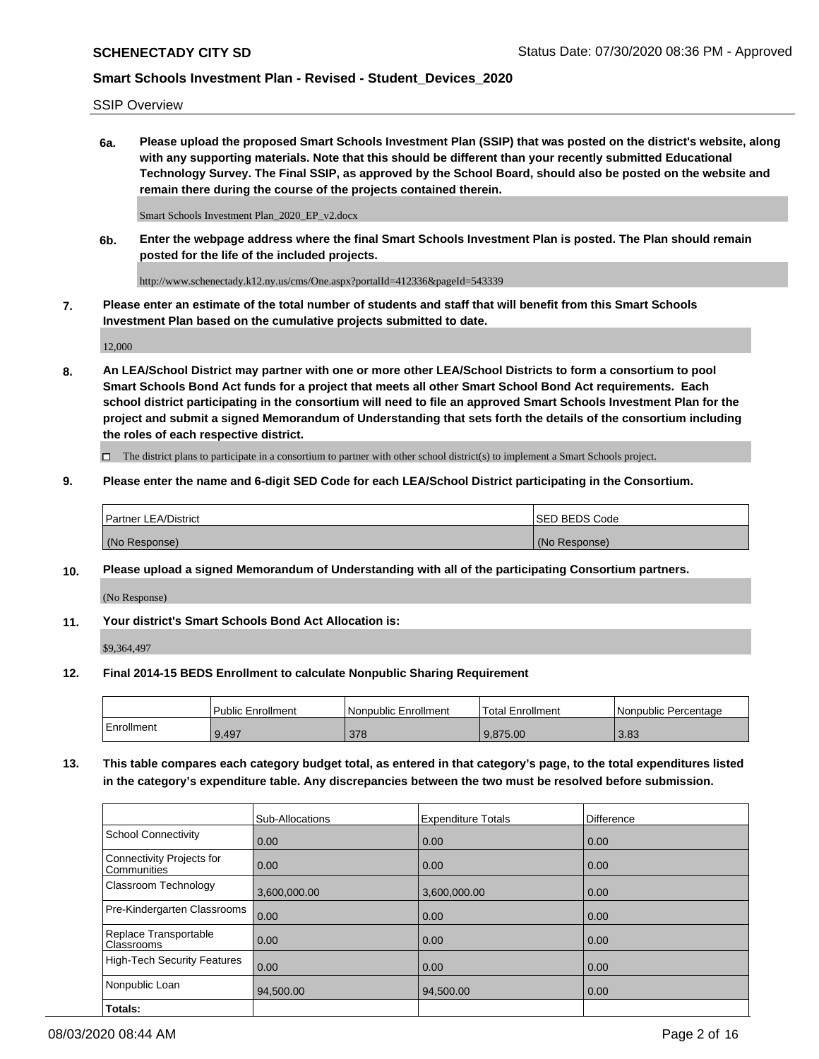SSIP Overview

**6a. Please upload the proposed Smart Schools Investment Plan (SSIP) that was posted on the district's website, along with any supporting materials. Note that this should be different than your recently submitted Educational Technology Survey. The Final SSIP, as approved by the School Board, should also be posted on the website and remain there during the course of the projects contained therein.**

Smart Schools Investment Plan_2020_EP_v2.docx

**6b. Enter the webpage address where the final Smart Schools Investment Plan is posted. The Plan should remain posted for the life of the included projects.**

http://www.schenectady.k12.ny.us/cms/One.aspx?portalId=412336&pageId=543339

**7. Please enter an estimate of the total number of students and staff that will benefit from this Smart Schools Investment Plan based on the cumulative projects submitted to date.**

12,000

**8. An LEA/School District may partner with one or more other LEA/School Districts to form a consortium to pool Smart Schools Bond Act funds for a project that meets all other Smart School Bond Act requirements. Each school district participating in the consortium will need to file an approved Smart Schools Investment Plan for the project and submit a signed Memorandum of Understanding that sets forth the details of the consortium including the roles of each respective district.**

☐ The district plans to participate in a consortium to partner with other school district(s) to implement a Smart Schools project.

**9. Please enter the name and 6-digit SED Code for each LEA/School District participating in the Consortium.**

| Partner LEA/District | SED BEDS Code |
|---|---|
| (No Response) | (No Response) |

**10. Please upload a signed Memorandum of Understanding with all of the participating Consortium partners.**

(No Response)

**11. Your district's Smart Schools Bond Act Allocation is:**

$9,364,497

**12. Final 2014-15 BEDS Enrollment to calculate Nonpublic Sharing Requirement**

| | Public Enrollment | Nonpublic Enrollment | Total Enrollment | Nonpublic Percentage |
|---|---|---|---|---|
| Enrollment | 9,497 | 378 | 9,875.00 | 3.83 |

**13. This table compares each category budget total, as entered in that category's page, to the total expenditures listed in the category's expenditure table. Any discrepancies between the two must be resolved before submission.**

| | Sub-Allocations | Expenditure Totals | Difference |
|---|---|---|---|
| School Connectivity | 0.00 | 0.00 | 0.00 |
| Connectivity Projects for Communities | 0.00 | 0.00 | 0.00 |
| Classroom Technology | 3,600,000.00 | 3,600,000.00 | 0.00 |
| Pre-Kindergarten Classrooms | 0.00 | 0.00 | 0.00 |
| Replace Transportable Classrooms | 0.00 | 0.00 | 0.00 |
| High-Tech Security Features | 0.00 | 0.00 | 0.00 |
| Nonpublic Loan | 94,500.00 | 94,500.00 | 0.00 |
| **Totals:** | | | |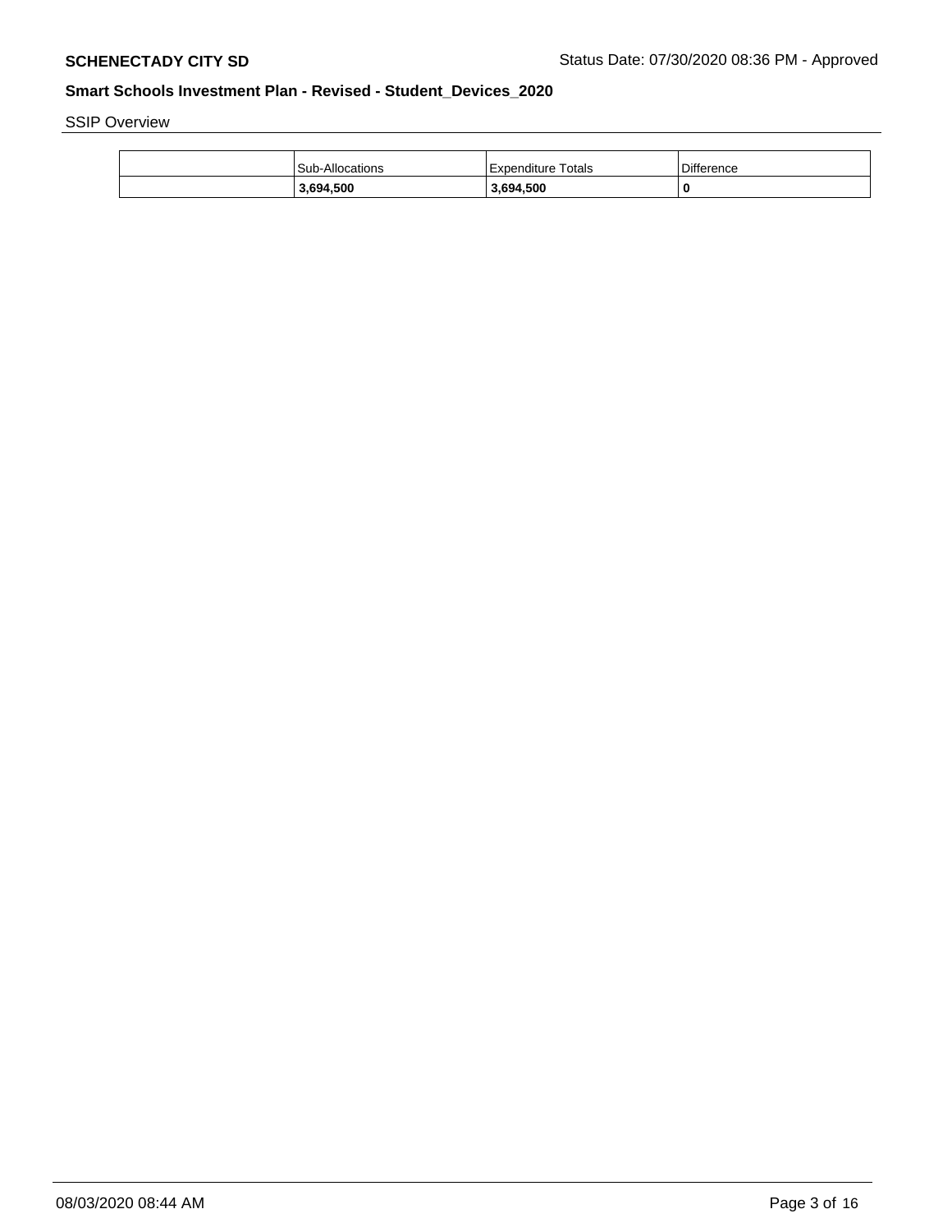SSIP Overview

| | Sub-Allocations | Expenditure Totals | Difference |
|---|---|---|---|
| | **3,694,500** | **3,694,500** | **0** |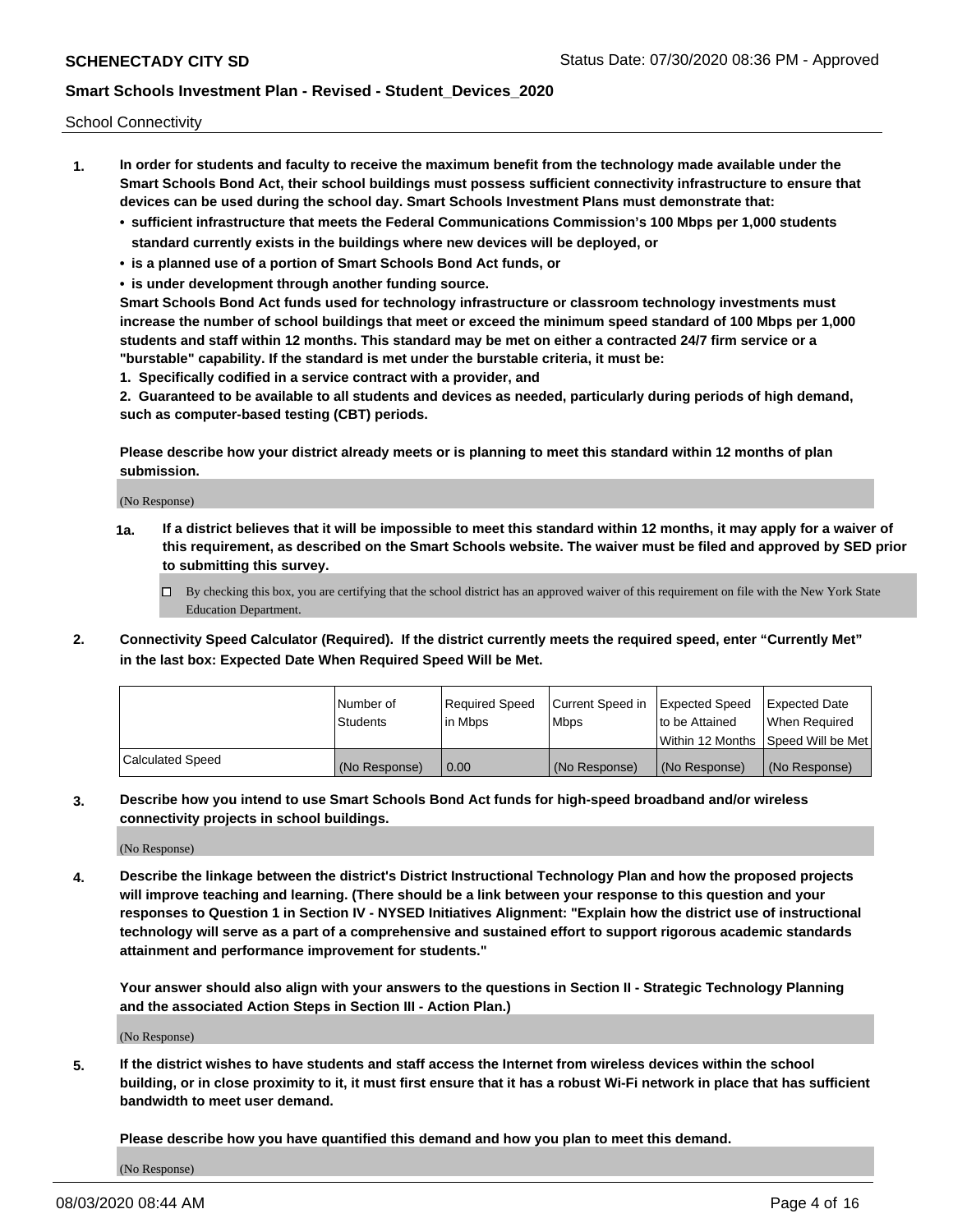School Connectivity

1. **In order for students and faculty to receive the maximum benefit from the technology made available under the Smart Schools Bond Act, their school buildings must possess sufficient connectivity infrastructure to ensure that devices can be used during the school day. Smart Schools Investment Plans must demonstrate that:**
   - **sufficient infrastructure that meets the Federal Communications Commission's 100 Mbps per 1,000 students standard currently exists in the buildings where new devices will be deployed, or**
   - **is a planned use of a portion of Smart Schools Bond Act funds, or**
   - **is under development through another funding source.**

   **Smart Schools Bond Act funds used for technology infrastructure or classroom technology investments must increase the number of school buildings that meet or exceed the minimum speed standard of 100 Mbps per 1,000 students and staff within 12 months. This standard may be met on either a contracted 24/7 firm service or a "burstable" capability. If the standard is met under the burstable criteria, it must be:**

   **1. Specifically codified in a service contract with a provider, and**

   **2. Guaranteed to be available to all students and devices as needed, particularly during periods of high demand, such as computer-based testing (CBT) periods.**

   **Please describe how your district already meets or is planning to meet this standard within 12 months of plan submission.**

   (No Response)

   **1a. If a district believes that it will be impossible to meet this standard within 12 months, it may apply for a waiver of this requirement, as described on the Smart Schools website. The waiver must be filed and approved by SED prior to submitting this survey.**

   ☐ By checking this box, you are certifying that the school district has an approved waiver of this requirement on file with the New York State Education Department.

2. **Connectivity Speed Calculator (Required). If the district currently meets the required speed, enter "Currently Met" in the last box: Expected Date When Required Speed Will be Met.**

| | Number of Students | Required Speed in Mbps | Current Speed in Mbps | Expected Speed to be Attained Within 12 Months | Expected Date When Required Speed Will be Met |
|---|---|---|---|---|---|
| Calculated Speed | (No Response) | 0.00 | (No Response) | (No Response) | (No Response) |

3. **Describe how you intend to use Smart Schools Bond Act funds for high-speed broadband and/or wireless connectivity projects in school buildings.**

   (No Response)

4. **Describe the linkage between the district's District Instructional Technology Plan and how the proposed projects will improve teaching and learning. (There should be a link between your response to this question and your responses to Question 1 in Section IV - NYSED Initiatives Alignment: "Explain how the district use of instructional technology will serve as a part of a comprehensive and sustained effort to support rigorous academic standards attainment and performance improvement for students."**

   **Your answer should also align with your answers to the questions in Section II - Strategic Technology Planning and the associated Action Steps in Section III - Action Plan.)**

   (No Response)

5. **If the district wishes to have students and staff access the Internet from wireless devices within the school building, or in close proximity to it, it must first ensure that it has a robust Wi-Fi network in place that has sufficient bandwidth to meet user demand.**

   **Please describe how you have quantified this demand and how you plan to meet this demand.**

   (No Response)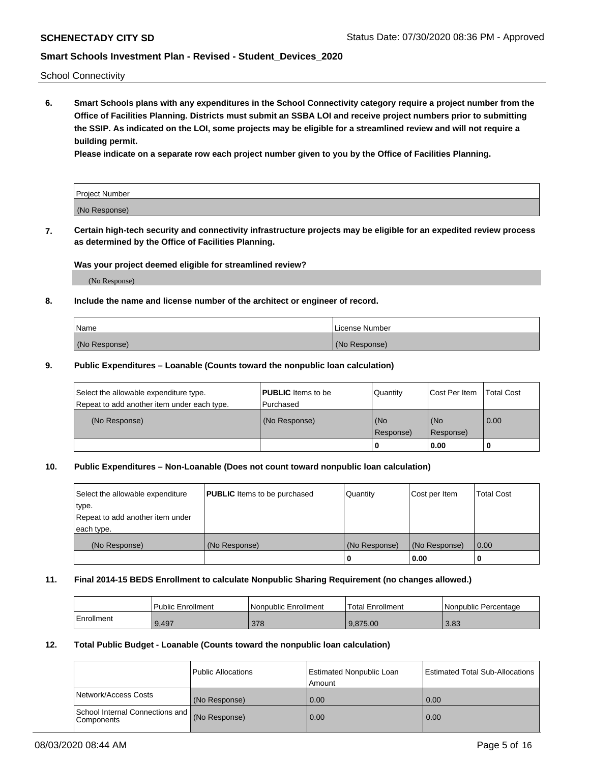School Connectivity

**6. Smart Schools plans with any expenditures in the School Connectivity category require a project number from the Office of Facilities Planning. Districts must submit an SSBA LOI and receive project numbers prior to submitting the SSIP. As indicated on the LOI, some projects may be eligible for a streamlined review and will not require a building permit.**

**Please indicate on a separate row each project number given to you by the Office of Facilities Planning.**

| Project Number |
| --- |
| (No Response) |

**7. Certain high-tech security and connectivity infrastructure projects may be eligible for an expedited review process as determined by the Office of Facilities Planning.**

**Was your project deemed eligible for streamlined review?**

(No Response)

**8. Include the name and license number of the architect or engineer of record.**

| Name | License Number |
| --- | --- |
| (No Response) | (No Response) |

**9. Public Expenditures – Loanable (Counts toward the nonpublic loan calculation)**

| Select the allowable expenditure type. Repeat to add another item under each type. | **PUBLIC** Items to be Purchased | Quantity | Cost Per Item | Total Cost |
| --- | --- | --- | --- | --- |
| (No Response) | (No Response) | (No Response) | (No Response) | 0.00 |
| | | 0 | 0.00 | 0 |

**10. Public Expenditures – Non-Loanable (Does not count toward nonpublic loan calculation)**

| Select the allowable expenditure type. Repeat to add another item under each type. | **PUBLIC** Items to be purchased | Quantity | Cost per Item | Total Cost |
| --- | --- | --- | --- | --- |
| (No Response) | (No Response) | (No Response) | (No Response) | 0.00 |
| | | 0 | 0.00 | 0 |

**11. Final 2014-15 BEDS Enrollment to calculate Nonpublic Sharing Requirement (no changes allowed.)**

| | Public Enrollment | Nonpublic Enrollment | Total Enrollment | Nonpublic Percentage |
| --- | --- | --- | --- | --- |
| Enrollment | 9,497 | 378 | 9,875.00 | 3.83 |

**12. Total Public Budget - Loanable (Counts toward the nonpublic loan calculation)**

| | Public Allocations | Estimated Nonpublic Loan Amount | Estimated Total Sub-Allocations |
| --- | --- | --- | --- |
| Network/Access Costs | (No Response) | 0.00 | 0.00 |
| School Internal Connections and Components | (No Response) | 0.00 | 0.00 |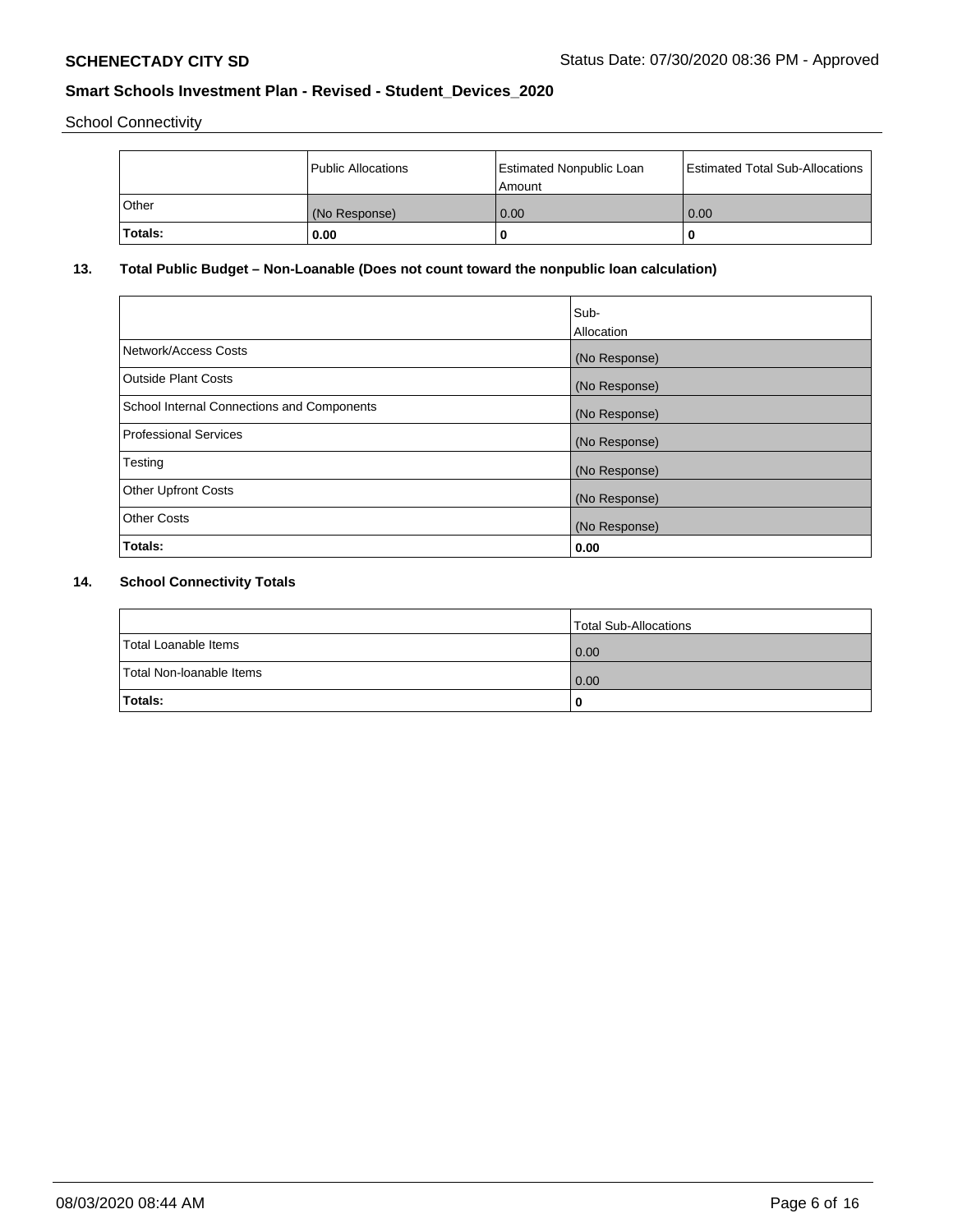School Connectivity

| | Public Allocations | Estimated Nonpublic Loan Amount | Estimated Total Sub-Allocations |
|---|---|---|---|
| Other | (No Response) | 0.00 | 0.00 |
| **Totals:** | **0.00** | **0** | **0** |

### 13. Total Public Budget – Non-Loanable (Does not count toward the nonpublic loan calculation)

| | Sub-Allocation |
|---|---|
| Network/Access Costs | (No Response) |
| Outside Plant Costs | (No Response) |
| School Internal Connections and Components | (No Response) |
| Professional Services | (No Response) |
| Testing | (No Response) |
| Other Upfront Costs | (No Response) |
| Other Costs | (No Response) |
| **Totals:** | **0.00** |

### 14. School Connectivity Totals

| | Total Sub-Allocations |
|---|---|
| Total Loanable Items | 0.00 |
| Total Non-loanable Items | 0.00 |
| **Totals:** | **0** |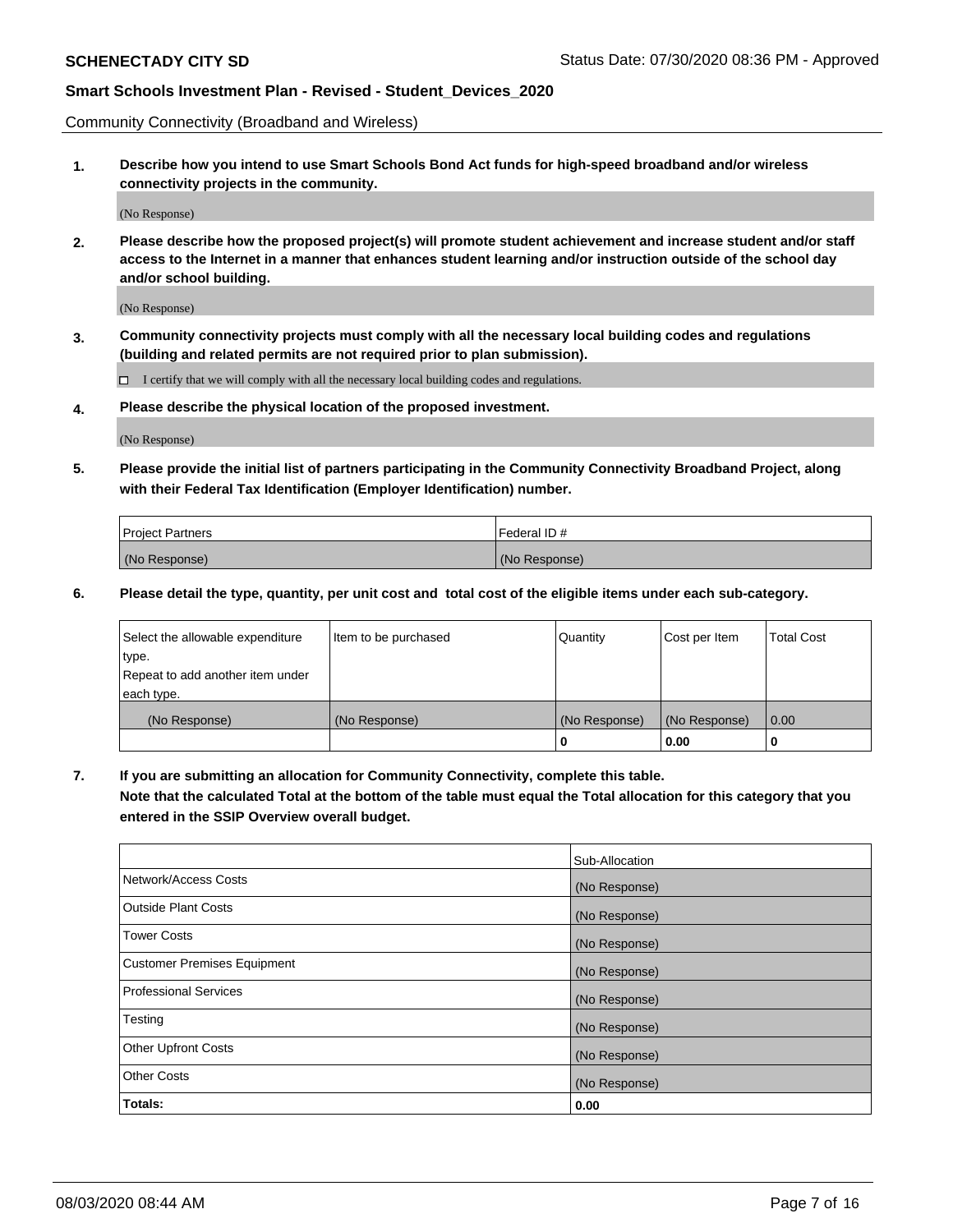Community Connectivity (Broadband and Wireless)

**1. Describe how you intend to use Smart Schools Bond Act funds for high-speed broadband and/or wireless connectivity projects in the community.**

(No Response)

**2. Please describe how the proposed project(s) will promote student achievement and increase student and/or staff access to the Internet in a manner that enhances student learning and/or instruction outside of the school day and/or school building.**

(No Response)

**3. Community connectivity projects must comply with all the necessary local building codes and regulations (building and related permits are not required prior to plan submission).**

☐ I certify that we will comply with all the necessary local building codes and regulations.

**4. Please describe the physical location of the proposed investment.**

(No Response)

**5. Please provide the initial list of partners participating in the Community Connectivity Broadband Project, along with their Federal Tax Identification (Employer Identification) number.**

| Project Partners | Federal ID # |
|---|---|
| (No Response) | (No Response) |

**6. Please detail the type, quantity, per unit cost and total cost of the eligible items under each sub-category.**

| Select the allowable expenditure type. Repeat to add another item under each type. | Item to be purchased | Quantity | Cost per Item | Total Cost |
|---|---|---|---|---|
| (No Response) | (No Response) | (No Response) | (No Response) | 0.00 |
| | | 0 | 0.00 | 0 |

**7. If you are submitting an allocation for Community Connectivity, complete this table. Note that the calculated Total at the bottom of the table must equal the Total allocation for this category that you entered in the SSIP Overview overall budget.**

| | Sub-Allocation |
|---|---|
| Network/Access Costs | (No Response) |
| Outside Plant Costs | (No Response) |
| Tower Costs | (No Response) |
| Customer Premises Equipment | (No Response) |
| Professional Services | (No Response) |
| Testing | (No Response) |
| Other Upfront Costs | (No Response) |
| Other Costs | (No Response) |
| **Totals:** | **0.00** |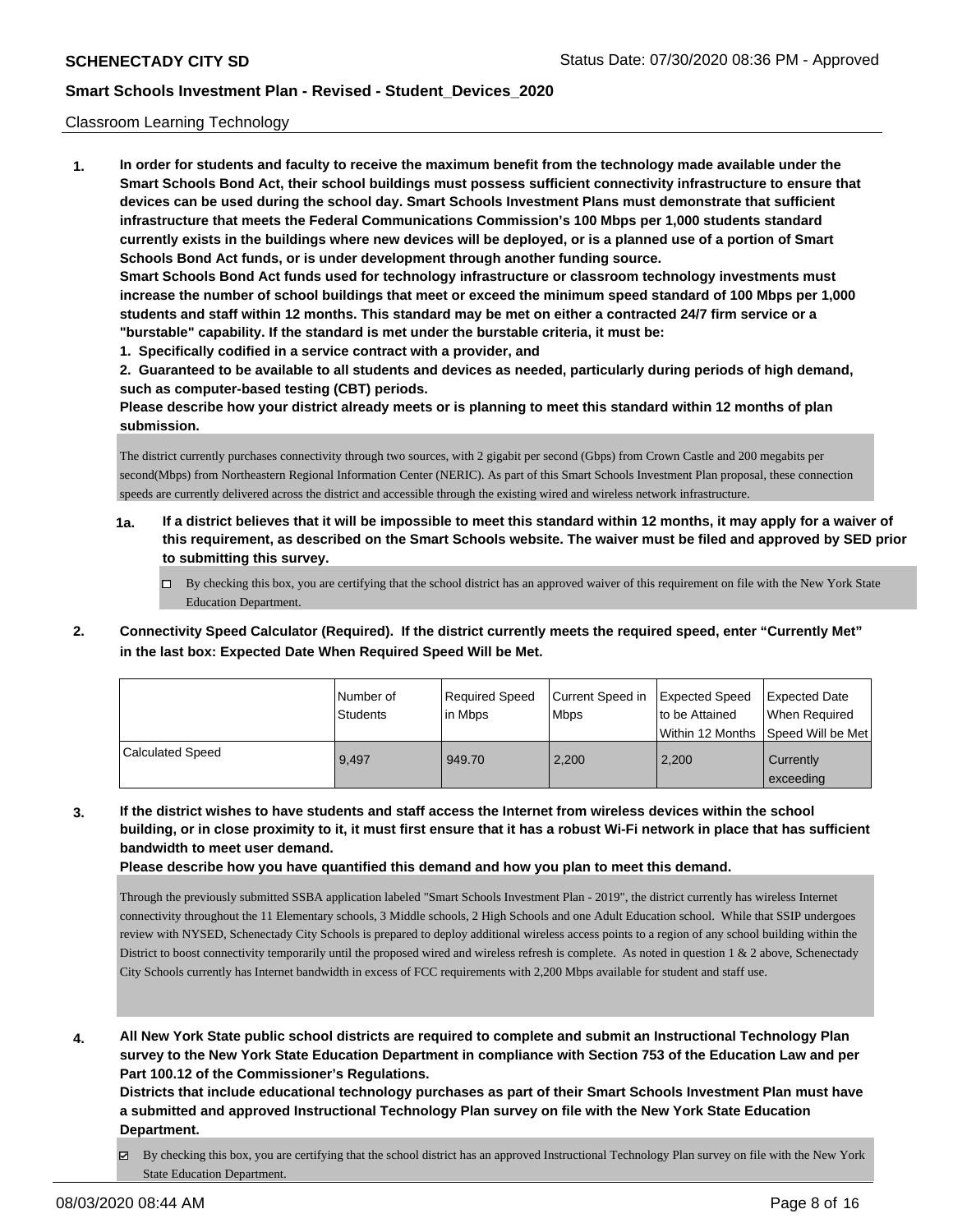Classroom Learning Technology

**1. In order for students and faculty to receive the maximum benefit from the technology made available under the Smart Schools Bond Act, their school buildings must possess sufficient connectivity infrastructure to ensure that devices can be used during the school day. Smart Schools Investment Plans must demonstrate that sufficient infrastructure that meets the Federal Communications Commission's 100 Mbps per 1,000 students standard currently exists in the buildings where new devices will be deployed, or is a planned use of a portion of Smart Schools Bond Act funds, or is under development through another funding source.**

**Smart Schools Bond Act funds used for technology infrastructure or classroom technology investments must increase the number of school buildings that meet or exceed the minimum speed standard of 100 Mbps per 1,000 students and staff within 12 months. This standard may be met on either a contracted 24/7 firm service or a "burstable" capability. If the standard is met under the burstable criteria, it must be:**

**1. Specifically codified in a service contract with a provider, and**

**2. Guaranteed to be available to all students and devices as needed, particularly during periods of high demand, such as computer-based testing (CBT) periods.**

**Please describe how your district already meets or is planning to meet this standard within 12 months of plan submission.**

The district currently purchases connectivity through two sources, with 2 gigabit per second (Gbps) from Crown Castle and 200 megabits per second(Mbps) from Northeastern Regional Information Center (NERIC). As part of this Smart Schools Investment Plan proposal, these connection speeds are currently delivered across the district and accessible through the existing wired and wireless network infrastructure.

**1a. If a district believes that it will be impossible to meet this standard within 12 months, it may apply for a waiver of this requirement, as described on the Smart Schools website. The waiver must be filed and approved by SED prior to submitting this survey.**

☐ By checking this box, you are certifying that the school district has an approved waiver of this requirement on file with the New York State Education Department.

**2. Connectivity Speed Calculator (Required). If the district currently meets the required speed, enter "Currently Met" in the last box: Expected Date When Required Speed Will be Met.**

| | Number of Students | Required Speed in Mbps | Current Speed in Mbps | Expected Speed to be Attained Within 12 Months | Expected Date When Required Speed Will be Met |
|---|---|---|---|---|---|
| Calculated Speed | 9,497 | 949.70 | 2,200 | 2,200 | Currently exceeding |

**3. If the district wishes to have students and staff access the Internet from wireless devices within the school building, or in close proximity to it, it must first ensure that it has a robust Wi-Fi network in place that has sufficient bandwidth to meet user demand.**

**Please describe how you have quantified this demand and how you plan to meet this demand.**

Through the previously submitted SSBA application labeled "Smart Schools Investment Plan - 2019", the district currently has wireless Internet connectivity throughout the 11 Elementary schools, 3 Middle schools, 2 High Schools and one Adult Education school. While that SSIP undergoes review with NYSED, Schenectady City Schools is prepared to deploy additional wireless access points to a region of any school building within the District to boost connectivity temporarily until the proposed wired and wireless refresh is complete. As noted in question 1 & 2 above, Schenectady City Schools currently has Internet bandwidth in excess of FCC requirements with 2,200 Mbps available for student and staff use.

**4. All New York State public school districts are required to complete and submit an Instructional Technology Plan survey to the New York State Education Department in compliance with Section 753 of the Education Law and per Part 100.12 of the Commissioner's Regulations.**

**Districts that include educational technology purchases as part of their Smart Schools Investment Plan must have a submitted and approved Instructional Technology Plan survey on file with the New York State Education Department.**

☑ By checking this box, you are certifying that the school district has an approved Instructional Technology Plan survey on file with the New York State Education Department.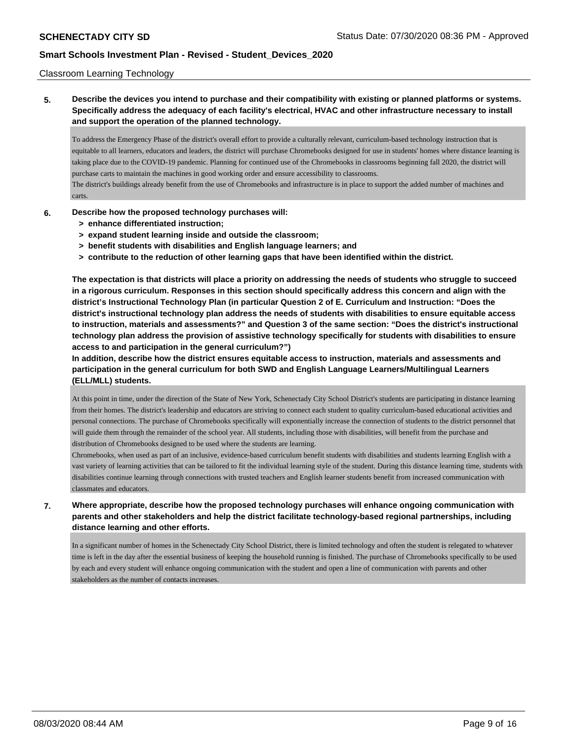Classroom Learning Technology

**5. Describe the devices you intend to purchase and their compatibility with existing or planned platforms or systems. Specifically address the adequacy of each facility's electrical, HVAC and other infrastructure necessary to install and support the operation of the planned technology.**

To address the Emergency Phase of the district's overall effort to provide a culturally relevant, curriculum-based technology instruction that is equitable to all learners, educators and leaders, the district will purchase Chromebooks designed for use in students' homes where distance learning is taking place due to the COVID-19 pandemic. Planning for continued use of the Chromebooks in classrooms beginning fall 2020, the district will purchase carts to maintain the machines in good working order and ensure accessibility to classrooms.
The district's buildings already benefit from the use of Chromebooks and infrastructure is in place to support the added number of machines and carts.

**6. Describe how the proposed technology purchases will:**
- **> enhance differentiated instruction;**
- **> expand student learning inside and outside the classroom;**
- **> benefit students with disabilities and English language learners; and**
- **> contribute to the reduction of other learning gaps that have been identified within the district.**

**The expectation is that districts will place a priority on addressing the needs of students who struggle to succeed in a rigorous curriculum. Responses in this section should specifically address this concern and align with the district's Instructional Technology Plan (in particular Question 2 of E. Curriculum and Instruction: "Does the district's instructional technology plan address the needs of students with disabilities to ensure equitable access to instruction, materials and assessments?" and Question 3 of the same section: "Does the district's instructional technology plan address the provision of assistive technology specifically for students with disabilities to ensure access to and participation in the general curriculum?")**
**In addition, describe how the district ensures equitable access to instruction, materials and assessments and participation in the general curriculum for both SWD and English Language Learners/Multilingual Learners (ELL/MLL) students.**

At this point in time, under the direction of the State of New York, Schenectady City School District's students are participating in distance learning from their homes. The district's leadership and educators are striving to connect each student to quality curriculum-based educational activities and personal connections. The purchase of Chromebooks specifically will exponentially increase the connection of students to the district personnel that will guide them through the remainder of the school year. All students, including those with disabilities, will benefit from the purchase and distribution of Chromebooks designed to be used where the students are learning.
Chromebooks, when used as part of an inclusive, evidence-based curriculum benefit students with disabilities and students learning English with a vast variety of learning activities that can be tailored to fit the individual learning style of the student. During this distance learning time, students with disabilities continue learning through connections with trusted teachers and English learner students benefit from increased communication with classmates and educators.

**7. Where appropriate, describe how the proposed technology purchases will enhance ongoing communication with parents and other stakeholders and help the district facilitate technology-based regional partnerships, including distance learning and other efforts.**

In a significant number of homes in the Schenectady City School District, there is limited technology and often the student is relegated to whatever time is left in the day after the essential business of keeping the household running is finished. The purchase of Chromebooks specifically to be used by each and every student will enhance ongoing communication with the student and open a line of communication with parents and other stakeholders as the number of contacts increases.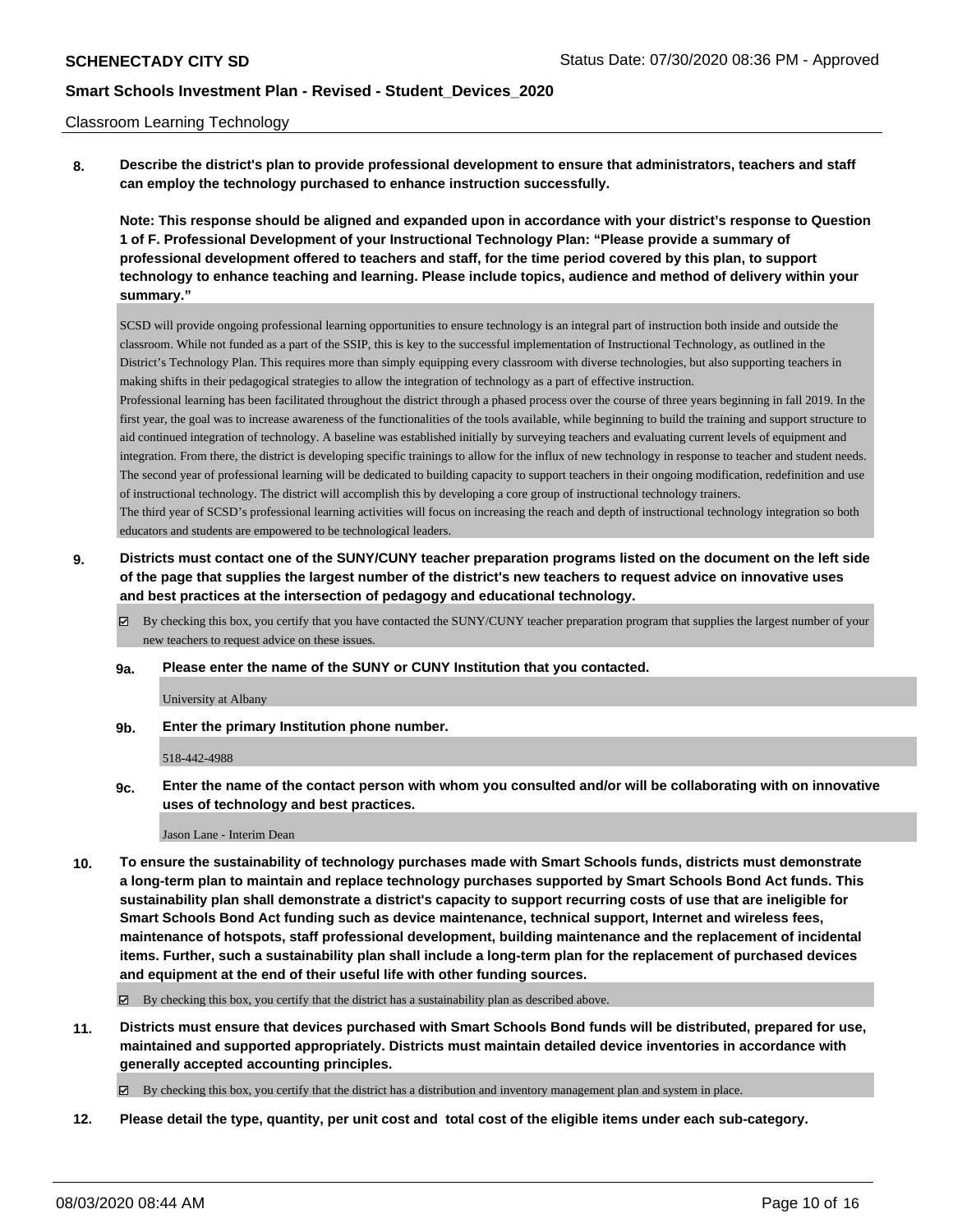Classroom Learning Technology

**8. Describe the district's plan to provide professional development to ensure that administrators, teachers and staff can employ the technology purchased to enhance instruction successfully.**

**Note: This response should be aligned and expanded upon in accordance with your district's response to Question 1 of F. Professional Development of your Instructional Technology Plan: "Please provide a summary of professional development offered to teachers and staff, for the time period covered by this plan, to support technology to enhance teaching and learning. Please include topics, audience and method of delivery within your summary."**

SCSD will provide ongoing professional learning opportunities to ensure technology is an integral part of instruction both inside and outside the classroom. While not funded as a part of the SSIP, this is key to the successful implementation of Instructional Technology, as outlined in the District's Technology Plan. This requires more than simply equipping every classroom with diverse technologies, but also supporting teachers in making shifts in their pedagogical strategies to allow the integration of technology as a part of effective instruction.
Professional learning has been facilitated throughout the district through a phased process over the course of three years beginning in fall 2019. In the first year, the goal was to increase awareness of the functionalities of the tools available, while beginning to build the training and support structure to aid continued integration of technology. A baseline was established initially by surveying teachers and evaluating current levels of equipment and integration. From there, the district is developing specific trainings to allow for the influx of new technology in response to teacher and student needs. The second year of professional learning will be dedicated to building capacity to support teachers in their ongoing modification, redefinition and use of instructional technology. The district will accomplish this by developing a core group of instructional technology trainers.
The third year of SCSD's professional learning activities will focus on increasing the reach and depth of instructional technology integration so both educators and students are empowered to be technological leaders.

**9. Districts must contact one of the SUNY/CUNY teacher preparation programs listed on the document on the left side of the page that supplies the largest number of the district's new teachers to request advice on innovative uses and best practices at the intersection of pedagogy and educational technology.**

☑ By checking this box, you certify that you have contacted the SUNY/CUNY teacher preparation program that supplies the largest number of your new teachers to request advice on these issues.

**9a. Please enter the name of the SUNY or CUNY Institution that you contacted.**

University at Albany

**9b. Enter the primary Institution phone number.**

518-442-4988

**9c. Enter the name of the contact person with whom you consulted and/or will be collaborating with on innovative uses of technology and best practices.**

Jason Lane - Interim Dean

**10. To ensure the sustainability of technology purchases made with Smart Schools funds, districts must demonstrate a long-term plan to maintain and replace technology purchases supported by Smart Schools Bond Act funds. This sustainability plan shall demonstrate a district's capacity to support recurring costs of use that are ineligible for Smart Schools Bond Act funding such as device maintenance, technical support, Internet and wireless fees, maintenance of hotspots, staff professional development, building maintenance and the replacement of incidental items. Further, such a sustainability plan shall include a long-term plan for the replacement of purchased devices and equipment at the end of their useful life with other funding sources.**

☑ By checking this box, you certify that the district has a sustainability plan as described above.

**11. Districts must ensure that devices purchased with Smart Schools Bond funds will be distributed, prepared for use, maintained and supported appropriately. Districts must maintain detailed device inventories in accordance with generally accepted accounting principles.**

☑ By checking this box, you certify that the district has a distribution and inventory management plan and system in place.

**12. Please detail the type, quantity, per unit cost and total cost of the eligible items under each sub-category.**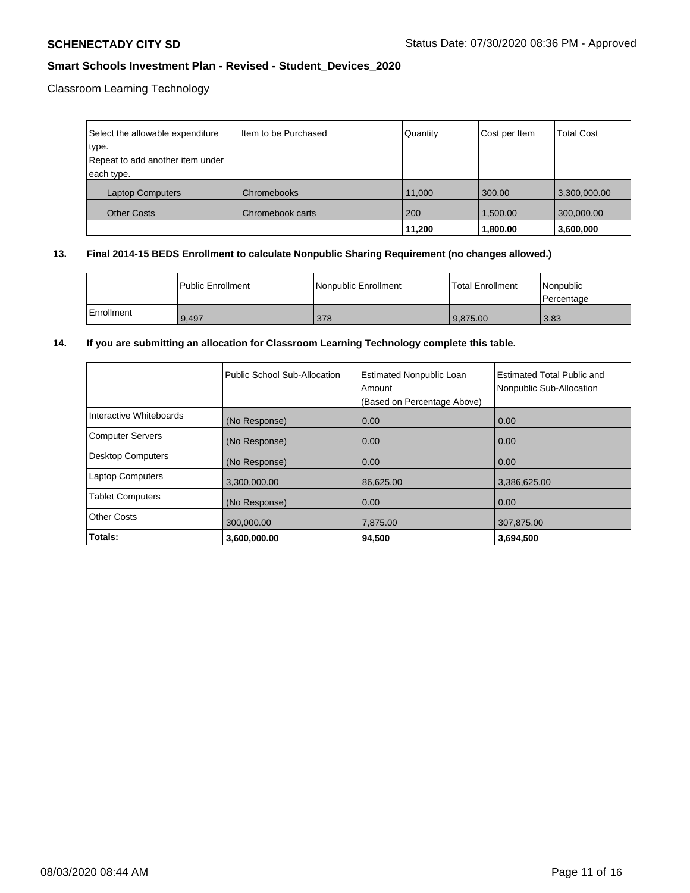Classroom Learning Technology

| Select the allowable expenditure type. Repeat to add another item under each type. | Item to be Purchased | Quantity | Cost per Item | Total Cost |
|---|---|---|---|---|
| Laptop Computers | Chromebooks | 11,000 | 300.00 | 3,300,000.00 |
| Other Costs | Chromebook carts | 200 | 1,500.00 | 300,000.00 |
| | | **11,200** | **1,800.00** | **3,600,000** |

**13. Final 2014-15 BEDS Enrollment to calculate Nonpublic Sharing Requirement (no changes allowed.)**

| | Public Enrollment | Nonpublic Enrollment | Total Enrollment | Nonpublic Percentage |
|---|---|---|---|---|
| Enrollment | 9,497 | 378 | 9,875.00 | 3.83 |

**14. If you are submitting an allocation for Classroom Learning Technology complete this table.**

| | Public School Sub-Allocation | Estimated Nonpublic Loan Amount (Based on Percentage Above) | Estimated Total Public and Nonpublic Sub-Allocation |
|---|---|---|---|
| Interactive Whiteboards | (No Response) | 0.00 | 0.00 |
| Computer Servers | (No Response) | 0.00 | 0.00 |
| Desktop Computers | (No Response) | 0.00 | 0.00 |
| Laptop Computers | 3,300,000.00 | 86,625.00 | 3,386,625.00 |
| Tablet Computers | (No Response) | 0.00 | 0.00 |
| Other Costs | 300,000.00 | 7,875.00 | 307,875.00 |
| **Totals:** | **3,600,000.00** | **94,500** | **3,694,500** |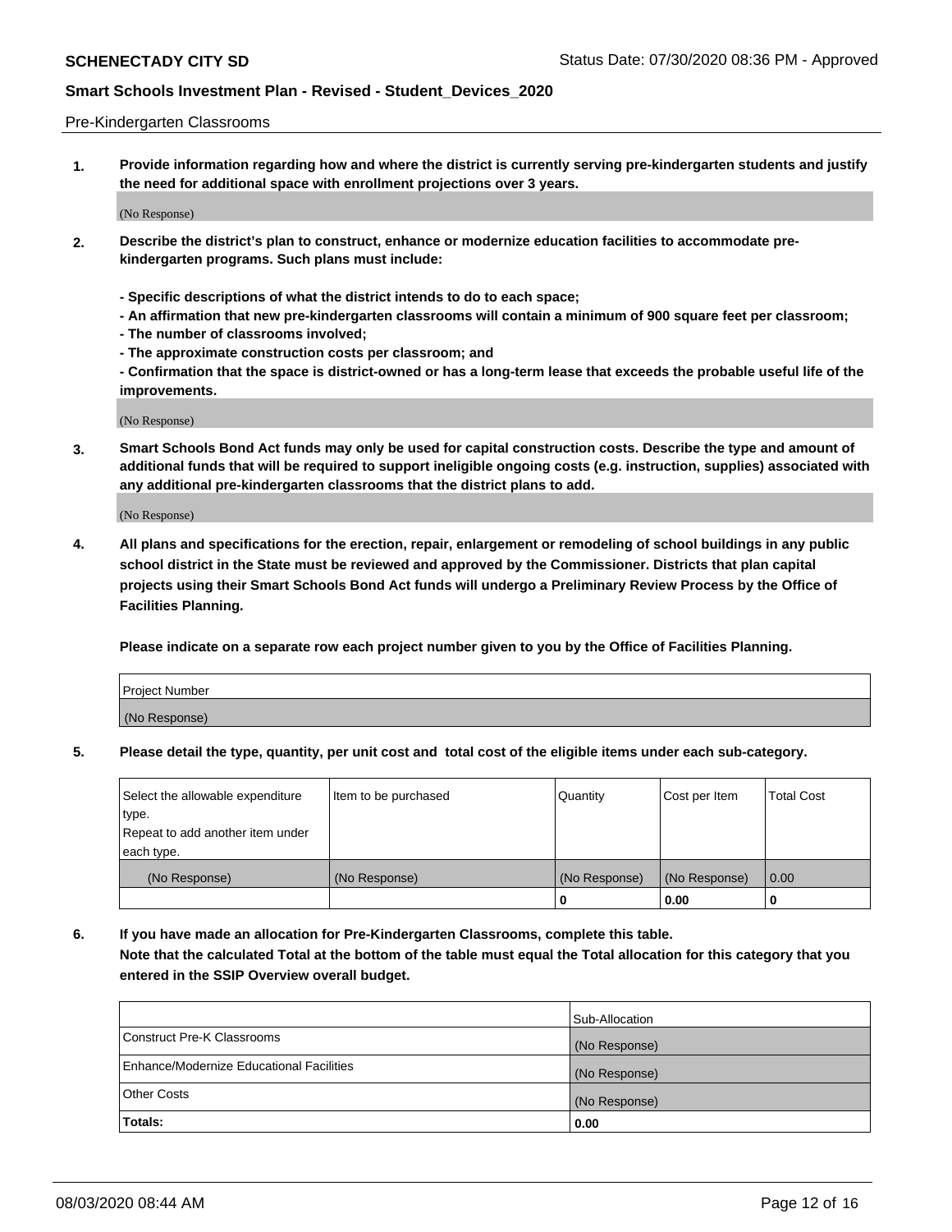Pre-Kindergarten Classrooms

**1. Provide information regarding how and where the district is currently serving pre-kindergarten students and justify the need for additional space with enrollment projections over 3 years.**

(No Response)

**2. Describe the district's plan to construct, enhance or modernize education facilities to accommodate pre-kindergarten programs. Such plans must include:**

**- Specific descriptions of what the district intends to do to each space;**
**- An affirmation that new pre-kindergarten classrooms will contain a minimum of 900 square feet per classroom;**
**- The number of classrooms involved;**
**- The approximate construction costs per classroom; and**
**- Confirmation that the space is district-owned or has a long-term lease that exceeds the probable useful life of the improvements.**

(No Response)

**3. Smart Schools Bond Act funds may only be used for capital construction costs. Describe the type and amount of additional funds that will be required to support ineligible ongoing costs (e.g. instruction, supplies) associated with any additional pre-kindergarten classrooms that the district plans to add.**

(No Response)

**4. All plans and specifications for the erection, repair, enlargement or remodeling of school buildings in any public school district in the State must be reviewed and approved by the Commissioner. Districts that plan capital projects using their Smart Schools Bond Act funds will undergo a Preliminary Review Process by the Office of Facilities Planning.**

**Please indicate on a separate row each project number given to you by the Office of Facilities Planning.**

| Project Number |
|---|
| (No Response) |

**5. Please detail the type, quantity, per unit cost and total cost of the eligible items under each sub-category.**

| Select the allowable expenditure type. Repeat to add another item under each type. | Item to be purchased | Quantity | Cost per Item | Total Cost |
|---|---|---|---|---|
| (No Response) | (No Response) | (No Response) | (No Response) | 0.00 |
| | | 0 | 0.00 | 0 |

**6. If you have made an allocation for Pre-Kindergarten Classrooms, complete this table. Note that the calculated Total at the bottom of the table must equal the Total allocation for this category that you entered in the SSIP Overview overall budget.**

| | Sub-Allocation |
|---|---|
| Construct Pre-K Classrooms | (No Response) |
| Enhance/Modernize Educational Facilities | (No Response) |
| Other Costs | (No Response) |
| **Totals:** | **0.00** |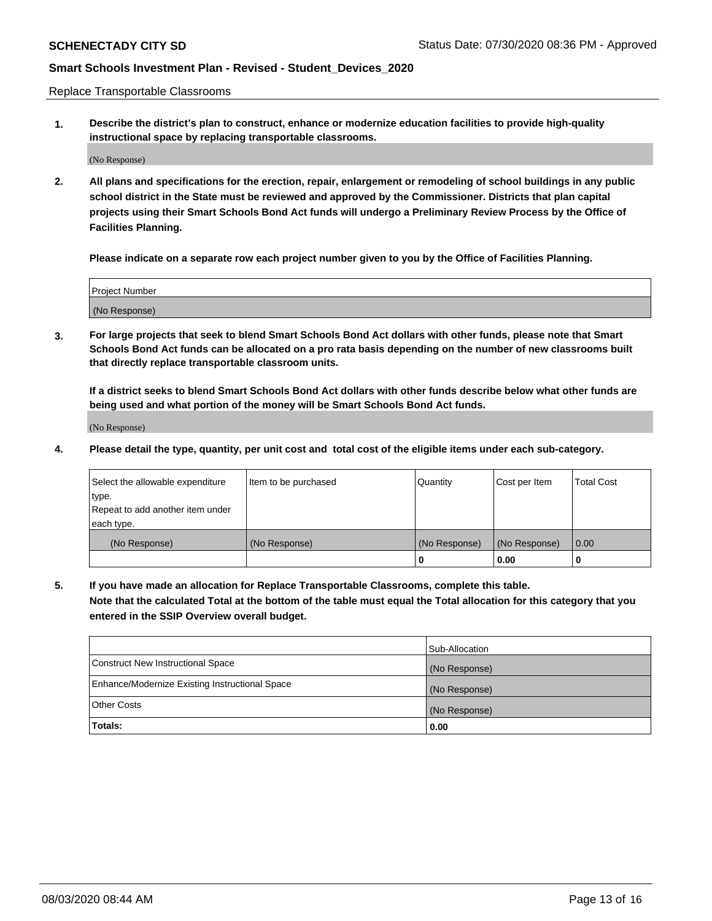Replace Transportable Classrooms

**1. Describe the district's plan to construct, enhance or modernize education facilities to provide high-quality instructional space by replacing transportable classrooms.**

(No Response)

**2. All plans and specifications for the erection, repair, enlargement or remodeling of school buildings in any public school district in the State must be reviewed and approved by the Commissioner. Districts that plan capital projects using their Smart Schools Bond Act funds will undergo a Preliminary Review Process by the Office of Facilities Planning.**

**Please indicate on a separate row each project number given to you by the Office of Facilities Planning.**

| Project Number |
|---|
| (No Response) |

**3. For large projects that seek to blend Smart Schools Bond Act dollars with other funds, please note that Smart Schools Bond Act funds can be allocated on a pro rata basis depending on the number of new classrooms built that directly replace transportable classroom units.**

**If a district seeks to blend Smart Schools Bond Act dollars with other funds describe below what other funds are being used and what portion of the money will be Smart Schools Bond Act funds.**

(No Response)

**4. Please detail the type, quantity, per unit cost and total cost of the eligible items under each sub-category.**

| Select the allowable expenditure type. Repeat to add another item under each type. | Item to be purchased | Quantity | Cost per Item | Total Cost |
|---|---|---|---|---|
| (No Response) | (No Response) | (No Response) | (No Response) | 0.00 |
| | | 0 | 0.00 | 0 |

**5. If you have made an allocation for Replace Transportable Classrooms, complete this table. Note that the calculated Total at the bottom of the table must equal the Total allocation for this category that you entered in the SSIP Overview overall budget.**

| | Sub-Allocation |
|---|---|
| Construct New Instructional Space | (No Response) |
| Enhance/Modernize Existing Instructional Space | (No Response) |
| Other Costs | (No Response) |
| **Totals:** | **0.00** |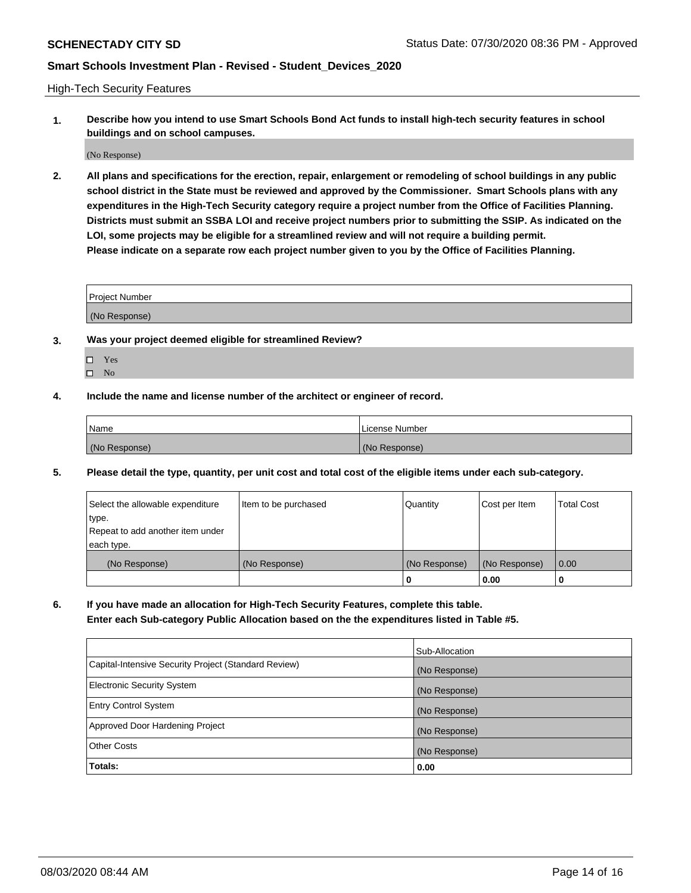High-Tech Security Features

**1. Describe how you intend to use Smart Schools Bond Act funds to install high-tech security features in school buildings and on school campuses.**

(No Response)

**2. All plans and specifications for the erection, repair, enlargement or remodeling of school buildings in any public school district in the State must be reviewed and approved by the Commissioner. Smart Schools plans with any expenditures in the High-Tech Security category require a project number from the Office of Facilities Planning. Districts must submit an SSBA LOI and receive project numbers prior to submitting the SSIP. As indicated on the LOI, some projects may be eligible for a streamlined review and will not require a building permit. Please indicate on a separate row each project number given to you by the Office of Facilities Planning.**

| Project Number |
|---|
| (No Response) |

**3. Was your project deemed eligible for streamlined Review?**

- ☐ Yes
- ☐ No

**4. Include the name and license number of the architect or engineer of record.**

| Name | License Number |
|---|---|
| (No Response) | (No Response) |

**5. Please detail the type, quantity, per unit cost and total cost of the eligible items under each sub-category.**

| Select the allowable expenditure type. Repeat to add another item under each type. | Item to be purchased | Quantity | Cost per Item | Total Cost |
|---|---|---|---|---|
| (No Response) | (No Response) | (No Response) | (No Response) | 0.00 |
| | | 0 | 0.00 | 0 |

**6. If you have made an allocation for High-Tech Security Features, complete this table. Enter each Sub-category Public Allocation based on the the expenditures listed in Table #5.**

| | Sub-Allocation |
|---|---|
| Capital-Intensive Security Project (Standard Review) | (No Response) |
| Electronic Security System | (No Response) |
| Entry Control System | (No Response) |
| Approved Door Hardening Project | (No Response) |
| Other Costs | (No Response) |
| **Totals:** | **0.00** |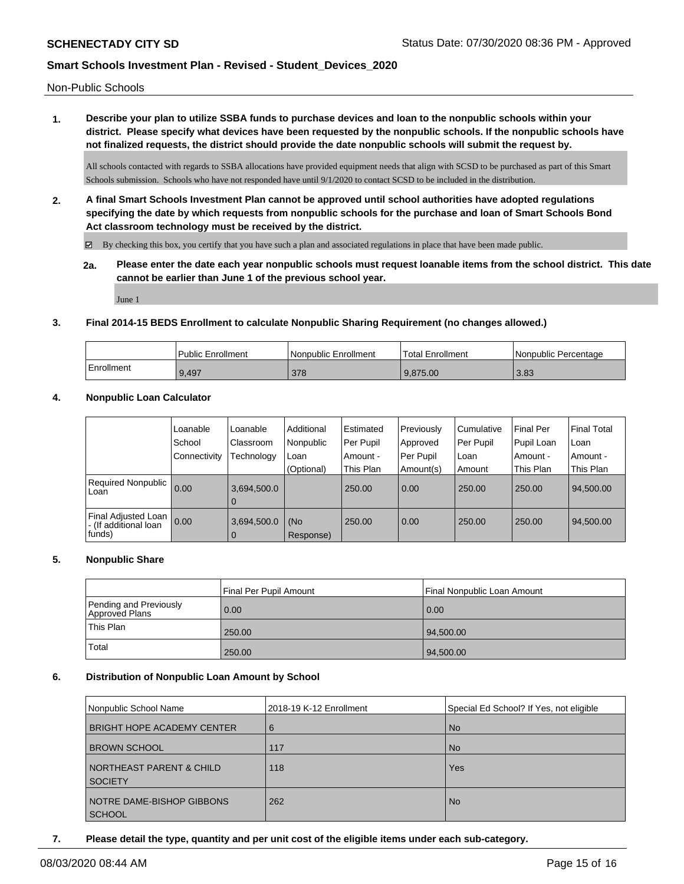Non-Public Schools

**1. Describe your plan to utilize SSBA funds to purchase devices and loan to the nonpublic schools within your district. Please specify what devices have been requested by the nonpublic schools. If the nonpublic schools have not finalized requests, the district should provide the date nonpublic schools will submit the request by.**

All schools contacted with regards to SSBA allocations have provided equipment needs that align with SCSD to be purchased as part of this Smart Schools submission. Schools who have not responded have until 9/1/2020 to contact SCSD to be included in the distribution.

**2. A final Smart Schools Investment Plan cannot be approved until school authorities have adopted regulations specifying the date by which requests from nonpublic schools for the purchase and loan of Smart Schools Bond Act classroom technology must be received by the district.**

☑ By checking this box, you certify that you have such a plan and associated regulations in place that have been made public.

**2a. Please enter the date each year nonpublic schools must request loanable items from the school district. This date cannot be earlier than June 1 of the previous school year.**

June 1

**3. Final 2014-15 BEDS Enrollment to calculate Nonpublic Sharing Requirement (no changes allowed.)**

| | Public Enrollment | Nonpublic Enrollment | Total Enrollment | Nonpublic Percentage |
|---|---|---|---|---|
| Enrollment | 9,497 | 378 | 9,875.00 | 3.83 |

**4. Nonpublic Loan Calculator**

| | Loanable School Connectivity | Loanable Classroom Technology | Additional Nonpublic Loan (Optional) | Estimated Per Pupil Amount - This Plan | Previously Approved Per Pupil Amount(s) | Cumulative Per Pupil Loan Amount | Final Per Pupil Loan Amount - This Plan | Final Total Loan Amount - This Plan |
|---|---|---|---|---|---|---|---|---|
| Required Nonpublic Loan | 0.00 | 3,694,500.00 | | 250.00 | 0.00 | 250.00 | 250.00 | 94,500.00 |
| Final Adjusted Loan - (If additional loan funds) | 0.00 | 3,694,500.00 | (No Response) | 250.00 | 0.00 | 250.00 | 250.00 | 94,500.00 |

**5. Nonpublic Share**

| | Final Per Pupil Amount | Final Nonpublic Loan Amount |
|---|---|---|
| Pending and Previously Approved Plans | 0.00 | 0.00 |
| This Plan | 250.00 | 94,500.00 |
| Total | 250.00 | 94,500.00 |

**6. Distribution of Nonpublic Loan Amount by School**

| Nonpublic School Name | 2018-19 K-12 Enrollment | Special Ed School? If Yes, not eligible |
|---|---|---|
| BRIGHT HOPE ACADEMY CENTER | 6 | No |
| BROWN SCHOOL | 117 | No |
| NORTHEAST PARENT & CHILD SOCIETY | 118 | Yes |
| NOTRE DAME-BISHOP GIBBONS SCHOOL | 262 | No |

**7. Please detail the type, quantity and per unit cost of the eligible items under each sub-category.**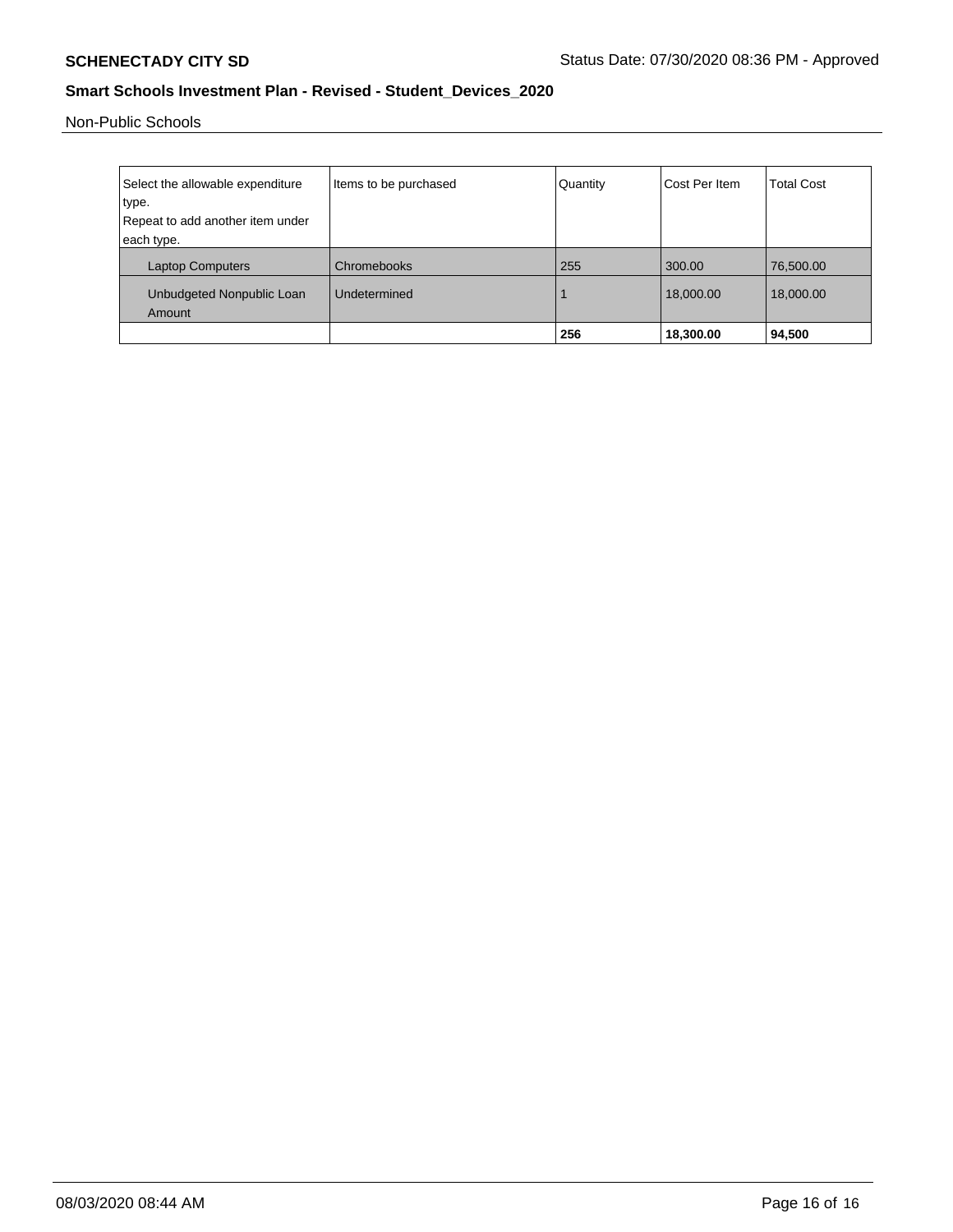Non-Public Schools

| Select the allowable expenditure type. Repeat to add another item under each type. | Items to be purchased | Quantity | Cost Per Item | Total Cost |
|---|---|---|---|---|
| Laptop Computers | Chromebooks | 255 | 300.00 | 76,500.00 |
| Unbudgeted Nonpublic Loan Amount | Undetermined | 1 | 18,000.00 | 18,000.00 |
| | | **256** | **18,300.00** | **94,500** |